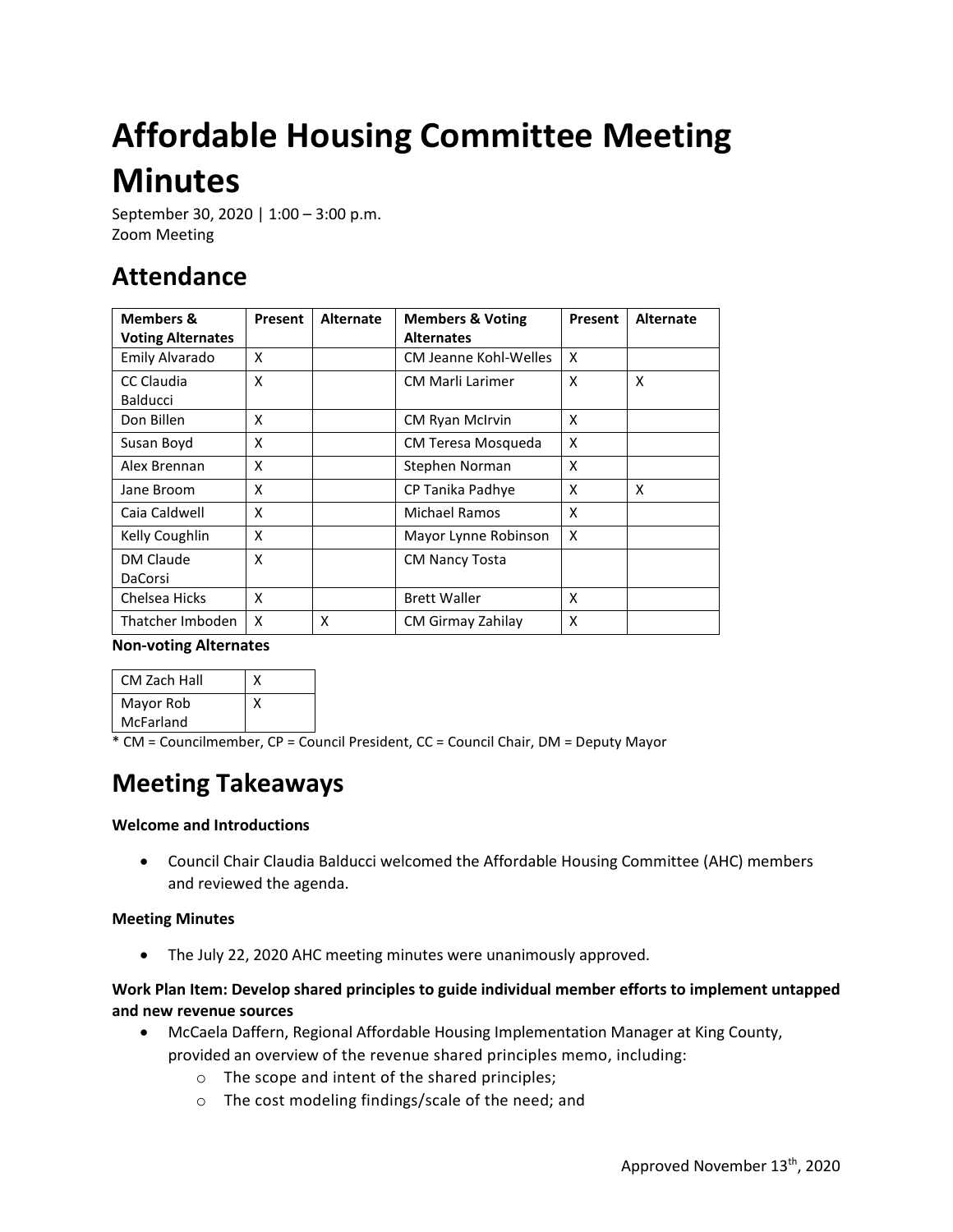# Affordable Housing Committee Meeting Minutes

September 30, 2020 | 1:00 – 3:00 p.m.
Zoom Meeting

## Attendance

| Members & Voting Alternates | Present | Alternate | Members & Voting Alternates | Present | Alternate |
|---|---|---|---|---|---|
| Emily Alvarado | X | | CM Jeanne Kohl-Welles | X | |
| CC Claudia Balducci | X | | CM Marli Larimer | X | X |
| Don Billen | X | | CM Ryan McIrvin | X | |
| Susan Boyd | X | | CM Teresa Mosqueda | X | |
| Alex Brennan | X | | Stephen Norman | X | |
| Jane Broom | X | | CP Tanika Padhye | X | X |
| Caia Caldwell | X | | Michael Ramos | X | |
| Kelly Coughlin | X | | Mayor Lynne Robinson | X | |
| DM Claude DaCorsi | X | | CM Nancy Tosta | | |
| Chelsea Hicks | X | | Brett Waller | X | |
| Thatcher Imboden | X | X | CM Girmay Zahilay | X | |

**Non-voting Alternates**

| | |
|---|---|
| CM Zach Hall | X |
| Mayor Rob McFarland | X |

* CM = Councilmember, CP = Council President, CC = Council Chair, DM = Deputy Mayor

## Meeting Takeaways

**Welcome and Introductions**

- Council Chair Claudia Balducci welcomed the Affordable Housing Committee (AHC) members and reviewed the agenda.

**Meeting Minutes**

- The July 22, 2020 AHC meeting minutes were unanimously approved.

**Work Plan Item: Develop shared principles to guide individual member efforts to implement untapped and new revenue sources**

- McCaela Daffern, Regional Affordable Housing Implementation Manager at King County, provided an overview of the revenue shared principles memo, including:
  - The scope and intent of the shared principles;
  - The cost modeling findings/scale of the need; and

Approved November 13th, 2020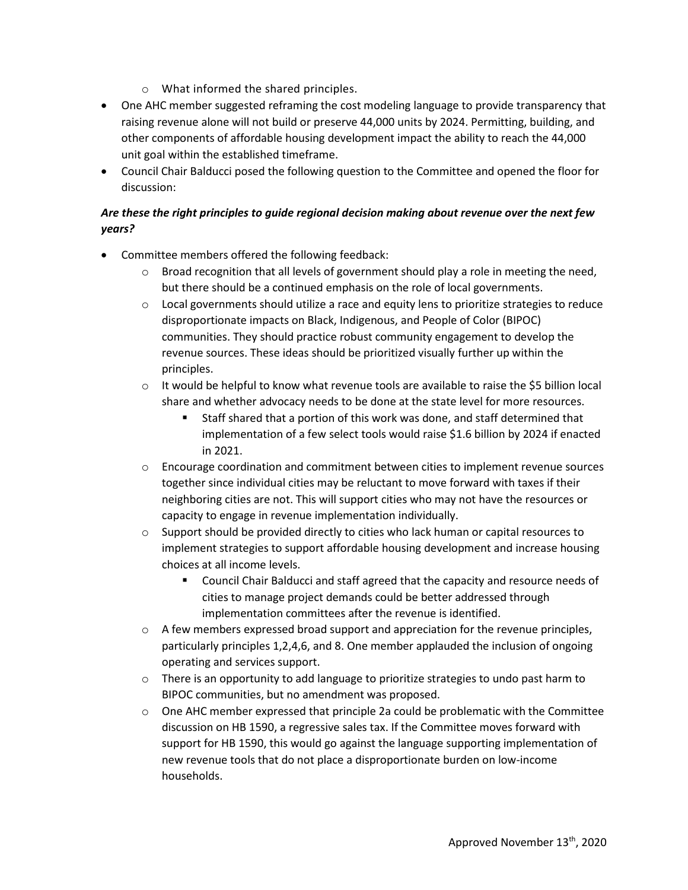- What informed the shared principles.
- One AHC member suggested reframing the cost modeling language to provide transparency that raising revenue alone will not build or preserve 44,000 units by 2024. Permitting, building, and other components of affordable housing development impact the ability to reach the 44,000 unit goal within the established timeframe.
- Council Chair Balducci posed the following question to the Committee and opened the floor for discussion:

***Are these the right principles to guide regional decision making about revenue over the next few years?***

- Committee members offered the following feedback:
  - Broad recognition that all levels of government should play a role in meeting the need, but there should be a continued emphasis on the role of local governments.
  - Local governments should utilize a race and equity lens to prioritize strategies to reduce disproportionate impacts on Black, Indigenous, and People of Color (BIPOC) communities. They should practice robust community engagement to develop the revenue sources. These ideas should be prioritized visually further up within the principles.
  - It would be helpful to know what revenue tools are available to raise the $5 billion local share and whether advocacy needs to be done at the state level for more resources.
    - Staff shared that a portion of this work was done, and staff determined that implementation of a few select tools would raise $1.6 billion by 2024 if enacted in 2021.
  - Encourage coordination and commitment between cities to implement revenue sources together since individual cities may be reluctant to move forward with taxes if their neighboring cities are not. This will support cities who may not have the resources or capacity to engage in revenue implementation individually.
  - Support should be provided directly to cities who lack human or capital resources to implement strategies to support affordable housing development and increase housing choices at all income levels.
    - Council Chair Balducci and staff agreed that the capacity and resource needs of cities to manage project demands could be better addressed through implementation committees after the revenue is identified.
  - A few members expressed broad support and appreciation for the revenue principles, particularly principles 1,2,4,6, and 8. One member applauded the inclusion of ongoing operating and services support.
  - There is an opportunity to add language to prioritize strategies to undo past harm to BIPOC communities, but no amendment was proposed.
  - One AHC member expressed that principle 2a could be problematic with the Committee discussion on HB 1590, a regressive sales tax. If the Committee moves forward with support for HB 1590, this would go against the language supporting implementation of new revenue tools that do not place a disproportionate burden on low-income households.

Approved November 13th, 2020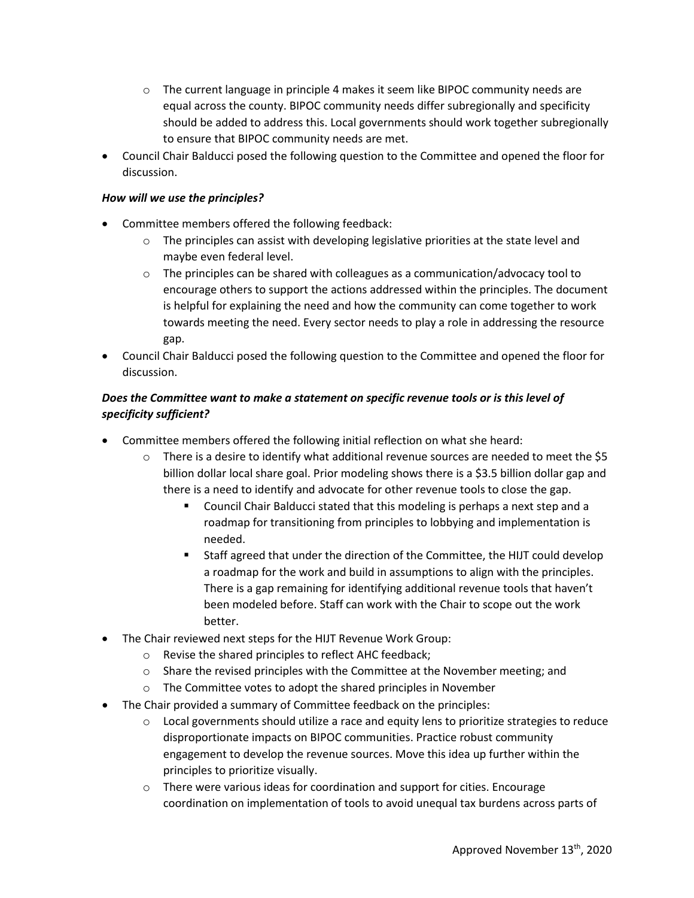- The current language in principle 4 makes it seem like BIPOC community needs are equal across the county. BIPOC community needs differ subregionally and specificity should be added to address this. Local governments should work together subregionally to ensure that BIPOC community needs are met.
- Council Chair Balducci posed the following question to the Committee and opened the floor for discussion.

***How will we use the principles?***

- Committee members offered the following feedback:
  - The principles can assist with developing legislative priorities at the state level and maybe even federal level.
  - The principles can be shared with colleagues as a communication/advocacy tool to encourage others to support the actions addressed within the principles. The document is helpful for explaining the need and how the community can come together to work towards meeting the need. Every sector needs to play a role in addressing the resource gap.
- Council Chair Balducci posed the following question to the Committee and opened the floor for discussion.

***Does the Committee want to make a statement on specific revenue tools or is this level of specificity sufficient?***

- Committee members offered the following initial reflection on what she heard:
  - There is a desire to identify what additional revenue sources are needed to meet the $5 billion dollar local share goal. Prior modeling shows there is a $3.5 billion dollar gap and there is a need to identify and advocate for other revenue tools to close the gap.
    - Council Chair Balducci stated that this modeling is perhaps a next step and a roadmap for transitioning from principles to lobbying and implementation is needed.
    - Staff agreed that under the direction of the Committee, the HIJT could develop a roadmap for the work and build in assumptions to align with the principles. There is a gap remaining for identifying additional revenue tools that haven't been modeled before. Staff can work with the Chair to scope out the work better.
- The Chair reviewed next steps for the HIJT Revenue Work Group:
  - Revise the shared principles to reflect AHC feedback;
  - Share the revised principles with the Committee at the November meeting; and
  - The Committee votes to adopt the shared principles in November
- The Chair provided a summary of Committee feedback on the principles:
  - Local governments should utilize a race and equity lens to prioritize strategies to reduce disproportionate impacts on BIPOC communities. Practice robust community engagement to develop the revenue sources. Move this idea up further within the principles to prioritize visually.
  - There were various ideas for coordination and support for cities. Encourage coordination on implementation of tools to avoid unequal tax burdens across parts of

Approved November 13th, 2020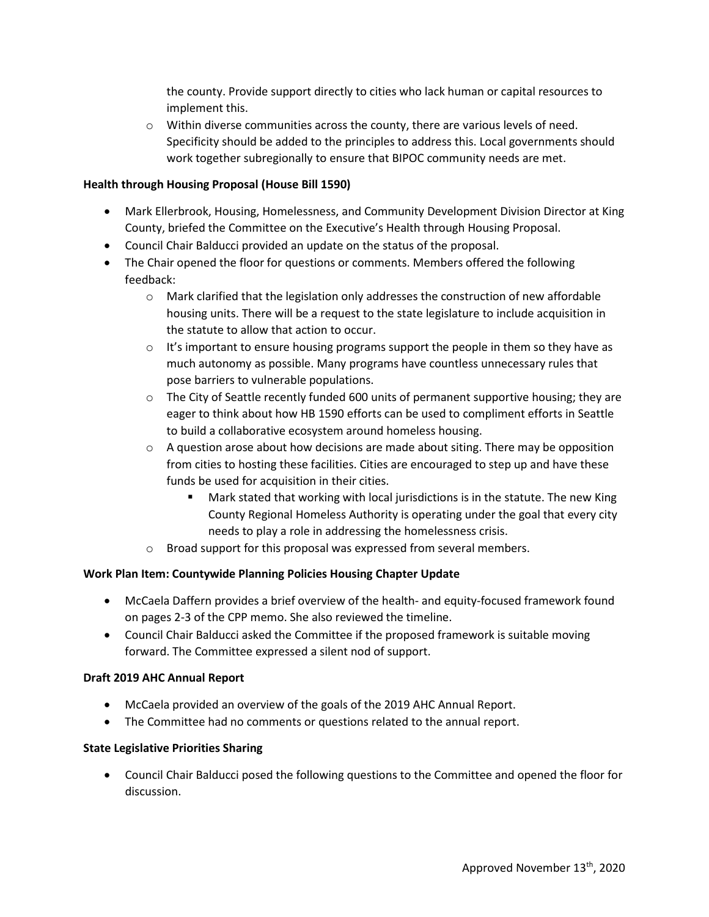the county. Provide support directly to cities who lack human or capital resources to implement this.
  - Within diverse communities across the county, there are various levels of need. Specificity should be added to the principles to address this. Local governments should work together subregionally to ensure that BIPOC community needs are met.

**Health through Housing Proposal (House Bill 1590)**

- Mark Ellerbrook, Housing, Homelessness, and Community Development Division Director at King County, briefed the Committee on the Executive's Health through Housing Proposal.
- Council Chair Balducci provided an update on the status of the proposal.
- The Chair opened the floor for questions or comments. Members offered the following feedback:
  - Mark clarified that the legislation only addresses the construction of new affordable housing units. There will be a request to the state legislature to include acquisition in the statute to allow that action to occur.
  - It's important to ensure housing programs support the people in them so they have as much autonomy as possible. Many programs have countless unnecessary rules that pose barriers to vulnerable populations.
  - The City of Seattle recently funded 600 units of permanent supportive housing; they are eager to think about how HB 1590 efforts can be used to compliment efforts in Seattle to build a collaborative ecosystem around homeless housing.
  - A question arose about how decisions are made about siting. There may be opposition from cities to hosting these facilities. Cities are encouraged to step up and have these funds be used for acquisition in their cities.
    - Mark stated that working with local jurisdictions is in the statute. The new King County Regional Homeless Authority is operating under the goal that every city needs to play a role in addressing the homelessness crisis.
  - Broad support for this proposal was expressed from several members.

**Work Plan Item: Countywide Planning Policies Housing Chapter Update**

- McCaela Daffern provides a brief overview of the health- and equity-focused framework found on pages 2-3 of the CPP memo. She also reviewed the timeline.
- Council Chair Balducci asked the Committee if the proposed framework is suitable moving forward. The Committee expressed a silent nod of support.

**Draft 2019 AHC Annual Report**

- McCaela provided an overview of the goals of the 2019 AHC Annual Report.
- The Committee had no comments or questions related to the annual report.

**State Legislative Priorities Sharing**

- Council Chair Balducci posed the following questions to the Committee and opened the floor for discussion.

Approved November 13th, 2020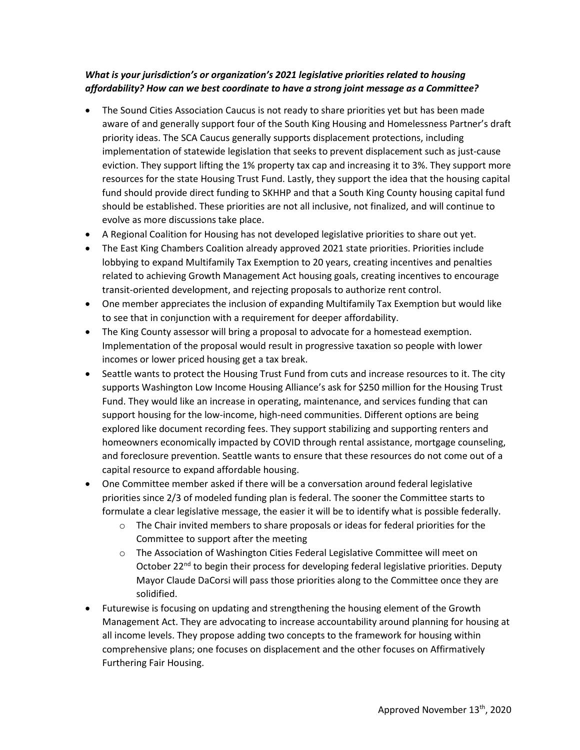***What is your jurisdiction's or organization's 2021 legislative priorities related to housing affordability? How can we best coordinate to have a strong joint message as a Committee?***

- The Sound Cities Association Caucus is not ready to share priorities yet but has been made aware of and generally support four of the South King Housing and Homelessness Partner's draft priority ideas. The SCA Caucus generally supports displacement protections, including implementation of statewide legislation that seeks to prevent displacement such as just-cause eviction. They support lifting the 1% property tax cap and increasing it to 3%. They support more resources for the state Housing Trust Fund. Lastly, they support the idea that the housing capital fund should provide direct funding to SKHHP and that a South King County housing capital fund should be established. These priorities are not all inclusive, not finalized, and will continue to evolve as more discussions take place.
- A Regional Coalition for Housing has not developed legislative priorities to share out yet.
- The East King Chambers Coalition already approved 2021 state priorities. Priorities include lobbying to expand Multifamily Tax Exemption to 20 years, creating incentives and penalties related to achieving Growth Management Act housing goals, creating incentives to encourage transit-oriented development, and rejecting proposals to authorize rent control.
- One member appreciates the inclusion of expanding Multifamily Tax Exemption but would like to see that in conjunction with a requirement for deeper affordability.
- The King County assessor will bring a proposal to advocate for a homestead exemption. Implementation of the proposal would result in progressive taxation so people with lower incomes or lower priced housing get a tax break.
- Seattle wants to protect the Housing Trust Fund from cuts and increase resources to it. The city supports Washington Low Income Housing Alliance's ask for $250 million for the Housing Trust Fund. They would like an increase in operating, maintenance, and services funding that can support housing for the low-income, high-need communities. Different options are being explored like document recording fees. They support stabilizing and supporting renters and homeowners economically impacted by COVID through rental assistance, mortgage counseling, and foreclosure prevention. Seattle wants to ensure that these resources do not come out of a capital resource to expand affordable housing.
- One Committee member asked if there will be a conversation around federal legislative priorities since 2/3 of modeled funding plan is federal. The sooner the Committee starts to formulate a clear legislative message, the easier it will be to identify what is possible federally.
    - The Chair invited members to share proposals or ideas for federal priorities for the Committee to support after the meeting
    - The Association of Washington Cities Federal Legislative Committee will meet on October 22nd to begin their process for developing federal legislative priorities. Deputy Mayor Claude DaCorsi will pass those priorities along to the Committee once they are solidified.
- Futurewise is focusing on updating and strengthening the housing element of the Growth Management Act. They are advocating to increase accountability around planning for housing at all income levels. They propose adding two concepts to the framework for housing within comprehensive plans; one focuses on displacement and the other focuses on Affirmatively Furthering Fair Housing.

Approved November 13th, 2020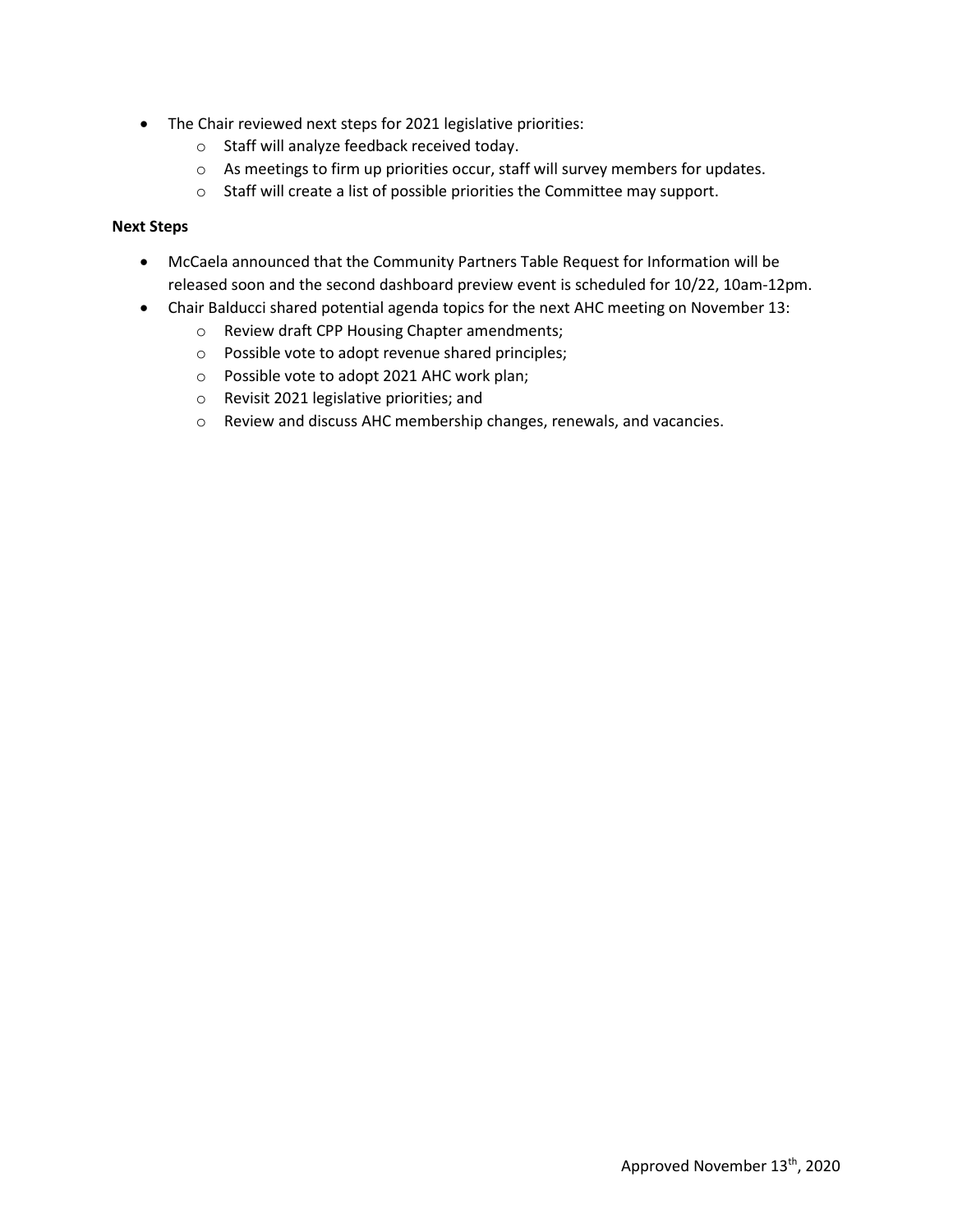- The Chair reviewed next steps for 2021 legislative priorities:
  - Staff will analyze feedback received today.
  - As meetings to firm up priorities occur, staff will survey members for updates.
  - Staff will create a list of possible priorities the Committee may support.

**Next Steps**

- McCaela announced that the Community Partners Table Request for Information will be released soon and the second dashboard preview event is scheduled for 10/22, 10am-12pm.
- Chair Balducci shared potential agenda topics for the next AHC meeting on November 13:
  - Review draft CPP Housing Chapter amendments;
  - Possible vote to adopt revenue shared principles;
  - Possible vote to adopt 2021 AHC work plan;
  - Revisit 2021 legislative priorities; and
  - Review and discuss AHC membership changes, renewals, and vacancies.

Approved November 13th, 2020